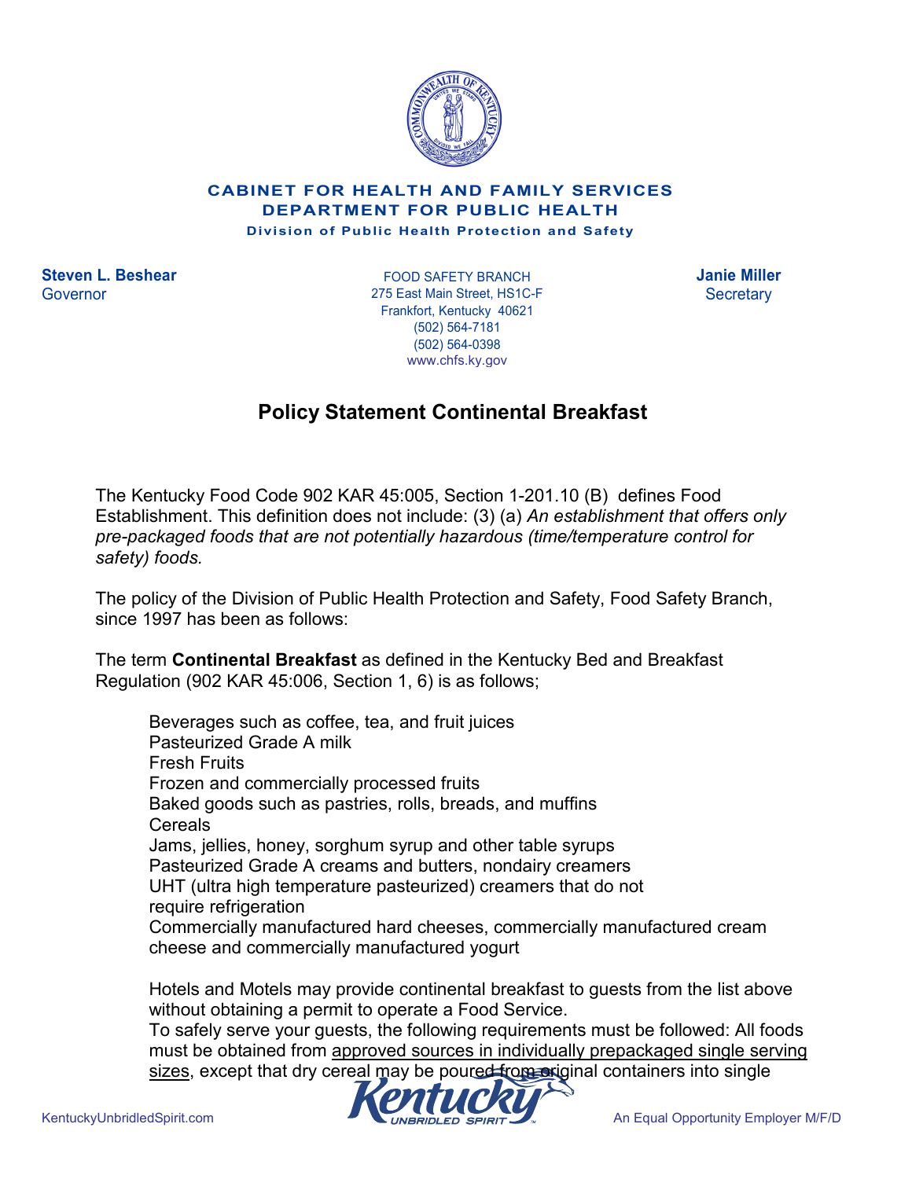**CABINET FOR HEALTH AND FAMILY SERVICES**
**DEPARTMENT FOR PUBLIC HEALTH**
**Division of Public Health Protection and Safety**

**Steven L. Beshear**
Governor

FOOD SAFETY BRANCH
275 East Main Street, HS1C-F
Frankfort, Kentucky 40621
(502) 564-7181
(502) 564-0398
www.chfs.ky.gov

**Janie Miller**
Secretary

# Policy Statement Continental Breakfast

The Kentucky Food Code 902 KAR 45:005, Section 1-201.10 (B) defines Food Establishment. This definition does not include: (3) (a) *An establishment that offers only pre-packaged foods that are not potentially hazardous (time/temperature control for safety) foods.*

The policy of the Division of Public Health Protection and Safety, Food Safety Branch, since 1997 has been as follows:

The term **Continental Breakfast** as defined in the Kentucky Bed and Breakfast Regulation (902 KAR 45:006, Section 1, 6) is as follows;

- Beverages such as coffee, tea, and fruit juices
- Pasteurized Grade A milk
- Fresh Fruits
- Frozen and commercially processed fruits
- Baked goods such as pastries, rolls, breads, and muffins
- Cereals
- Jams, jellies, honey, sorghum syrup and other table syrups
- Pasteurized Grade A creams and butters, nondairy creamers
- UHT (ultra high temperature pasteurized) creamers that do not require refrigeration
- Commercially manufactured hard cheeses, commercially manufactured cream cheese and commercially manufactured yogurt

Hotels and Motels may provide continental breakfast to guests from the list above without obtaining a permit to operate a Food Service.

To safely serve your guests, the following requirements must be followed: All foods must be obtained from approved sources in individually prepackaged single serving sizes, except that dry cereal may be poured from original containers into single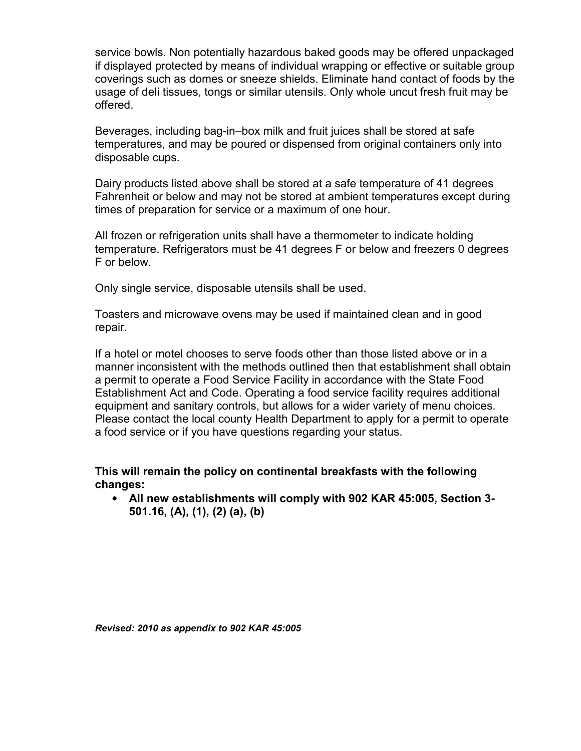service bowls. Non potentially hazardous baked goods may be offered unpackaged if displayed protected by means of individual wrapping or effective or suitable group coverings such as domes or sneeze shields. Eliminate hand contact of foods by the usage of deli tissues, tongs or similar utensils. Only whole uncut fresh fruit may be offered.

Beverages, including bag-in–box milk and fruit juices shall be stored at safe temperatures, and may be poured or dispensed from original containers only into disposable cups.

Dairy products listed above shall be stored at a safe temperature of 41 degrees Fahrenheit or below and may not be stored at ambient temperatures except during times of preparation for service or a maximum of one hour.

All frozen or refrigeration units shall have a thermometer to indicate holding temperature. Refrigerators must be 41 degrees F or below and freezers 0 degrees F or below.

Only single service, disposable utensils shall be used.

Toasters and microwave ovens may be used if maintained clean and in good repair.

If a hotel or motel chooses to serve foods other than those listed above or in a manner inconsistent with the methods outlined then that establishment shall obtain a permit to operate a Food Service Facility in accordance with the State Food Establishment Act and Code. Operating a food service facility requires additional equipment and sanitary controls, but allows for a wider variety of menu choices. Please contact the local county Health Department to apply for a permit to operate a food service or if you have questions regarding your status.

**This will remain the policy on continental breakfasts with the following changes:**

- **All new establishments will comply with 902 KAR 45:005, Section 3-501.16, (A), (1), (2) (a), (b)**

***Revised: 2010 as appendix to 902 KAR 45:005***